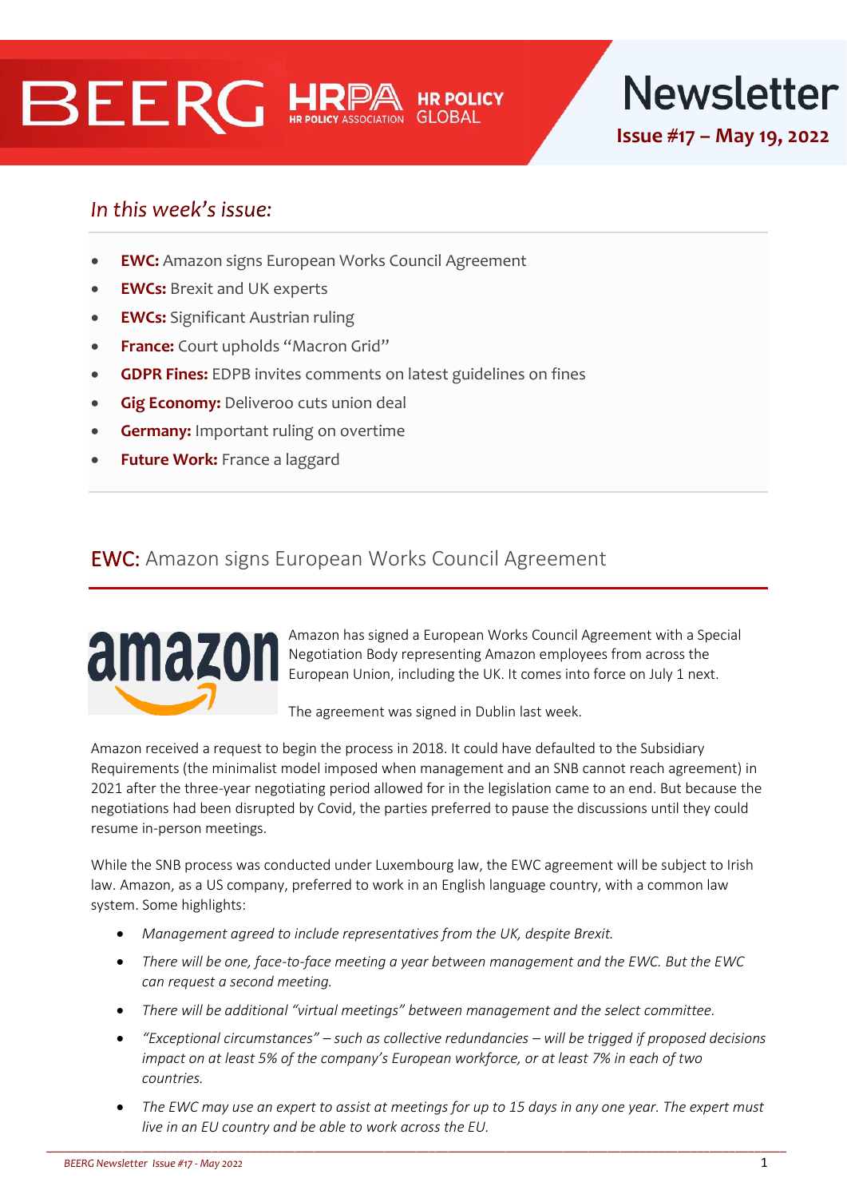# BEERG HRPA HR POLICY GLOBAL Newsletter

**Issue #17 – May 19, 2022**

*In this week's issue:*

- **EWC:** Amazon signs European Works Council Agreement
- **EWCs:** Brexit and UK experts
- **EWCs:** Significant Austrian ruling
- **France:** Court upholds "Macron Grid"
- **GDPR Fines:** EDPB invites comments on latest guidelines on fines
- **Gig Economy:** Deliveroo cuts union deal
- **Germany:** Important ruling on overtime
- **Future Work:** France a laggard

## EWC: Amazon signs European Works Council Agreement

Amazon has signed a European Works Council Agreement with a Special Negotiation Body representing Amazon employees from across the European Union, including the UK. It comes into force on July 1 next.

The agreement was signed in Dublin last week.

Amazon received a request to begin the process in 2018. It could have defaulted to the Subsidiary Requirements (the minimalist model imposed when management and an SNB cannot reach agreement) in 2021 after the three-year negotiating period allowed for in the legislation came to an end. But because the negotiations had been disrupted by Covid, the parties preferred to pause the discussions until they could resume in-person meetings.

While the SNB process was conducted under Luxembourg law, the EWC agreement will be subject to Irish law. Amazon, as a US company, preferred to work in an English language country, with a common law system. Some highlights:

- *Management agreed to include representatives from the UK, despite Brexit.*
- *There will be one, face-to-face meeting a year between management and the EWC. But the EWC can request a second meeting.*
- *There will be additional "virtual meetings" between management and the select committee.*
- *"Exceptional circumstances" – such as collective redundancies – will be trigged if proposed decisions impact on at least 5% of the company's European workforce, or at least 7% in each of two countries.*
- *The EWC may use an expert to assist at meetings for up to 15 days in any one year. The expert must live in an EU country and be able to work across the EU.*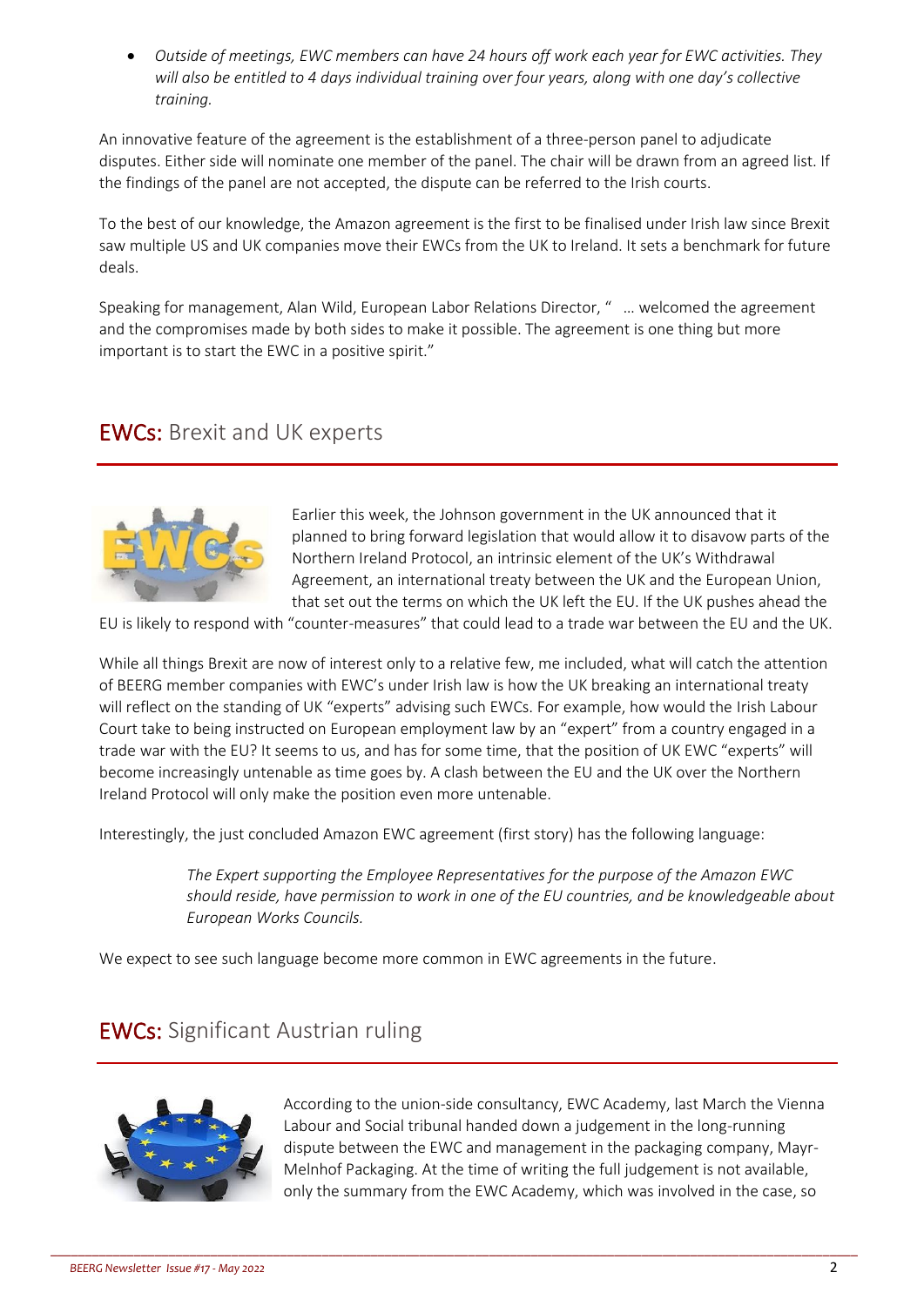- *Outside of meetings, EWC members can have 24 hours off work each year for EWC activities. They will also be entitled to 4 days individual training over four years, along with one day's collective training.*

An innovative feature of the agreement is the establishment of a three-person panel to adjudicate disputes. Either side will nominate one member of the panel. The chair will be drawn from an agreed list. If the findings of the panel are not accepted, the dispute can be referred to the Irish courts.

To the best of our knowledge, the Amazon agreement is the first to be finalised under Irish law since Brexit saw multiple US and UK companies move their EWCs from the UK to Ireland. It sets a benchmark for future deals.

Speaking for management, Alan Wild, European Labor Relations Director, " … welcomed the agreement and the compromises made by both sides to make it possible. The agreement is one thing but more important is to start the EWC in a positive spirit."

## EWCs: Brexit and UK experts

Earlier this week, the Johnson government in the UK announced that it planned to bring forward legislation that would allow it to disavow parts of the Northern Ireland Protocol, an intrinsic element of the UK's Withdrawal Agreement, an international treaty between the UK and the European Union, that set out the terms on which the UK left the EU. If the UK pushes ahead the EU is likely to respond with "counter-measures" that could lead to a trade war between the EU and the UK.

While all things Brexit are now of interest only to a relative few, me included, what will catch the attention of BEERG member companies with EWC's under Irish law is how the UK breaking an international treaty will reflect on the standing of UK "experts" advising such EWCs. For example, how would the Irish Labour Court take to being instructed on European employment law by an "expert" from a country engaged in a trade war with the EU? It seems to us, and has for some time, that the position of UK EWC "experts" will become increasingly untenable as time goes by. A clash between the EU and the UK over the Northern Ireland Protocol will only make the position even more untenable.

Interestingly, the just concluded Amazon EWC agreement (first story) has the following language:

> *The Expert supporting the Employee Representatives for the purpose of the Amazon EWC should reside, have permission to work in one of the EU countries, and be knowledgeable about European Works Councils.*

We expect to see such language become more common in EWC agreements in the future.

## EWCs: Significant Austrian ruling

According to the union-side consultancy, EWC Academy, last March the Vienna Labour and Social tribunal handed down a judgement in the long-running dispute between the EWC and management in the packaging company, Mayr-Melnhof Packaging. At the time of writing the full judgement is not available, only the summary from the EWC Academy, which was involved in the case, so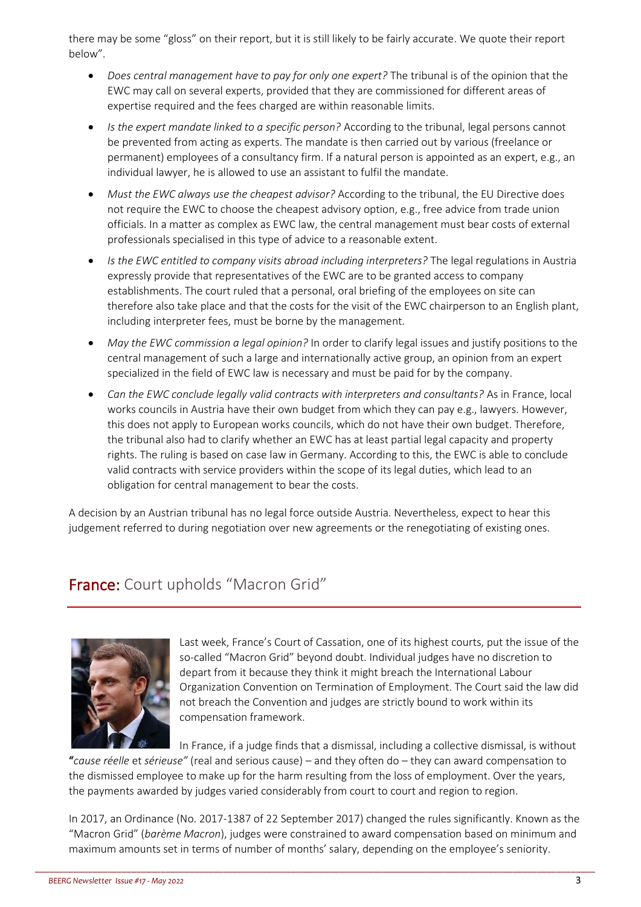there may be some "gloss" on their report, but it is still likely to be fairly accurate. We quote their report below".

- *Does central management have to pay for only one expert?* The tribunal is of the opinion that the EWC may call on several experts, provided that they are commissioned for different areas of expertise required and the fees charged are within reasonable limits.
- *Is the expert mandate linked to a specific person?* According to the tribunal, legal persons cannot be prevented from acting as experts. The mandate is then carried out by various (freelance or permanent) employees of a consultancy firm. If a natural person is appointed as an expert, e.g., an individual lawyer, he is allowed to use an assistant to fulfil the mandate.
- *Must the EWC always use the cheapest advisor?* According to the tribunal, the EU Directive does not require the EWC to choose the cheapest advisory option, e.g., free advice from trade union officials. In a matter as complex as EWC law, the central management must bear costs of external professionals specialised in this type of advice to a reasonable extent.
- *Is the EWC entitled to company visits abroad including interpreters?* The legal regulations in Austria expressly provide that representatives of the EWC are to be granted access to company establishments. The court ruled that a personal, oral briefing of the employees on site can therefore also take place and that the costs for the visit of the EWC chairperson to an English plant, including interpreter fees, must be borne by the management.
- *May the EWC commission a legal opinion?* In order to clarify legal issues and justify positions to the central management of such a large and internationally active group, an opinion from an expert specialized in the field of EWC law is necessary and must be paid for by the company.
- *Can the EWC conclude legally valid contracts with interpreters and consultants?* As in France, local works councils in Austria have their own budget from which they can pay e.g., lawyers. However, this does not apply to European works councils, which do not have their own budget. Therefore, the tribunal also had to clarify whether an EWC has at least partial legal capacity and property rights. The ruling is based on case law in Germany. According to this, the EWC is able to conclude valid contracts with service providers within the scope of its legal duties, which lead to an obligation for central management to bear the costs.

A decision by an Austrian tribunal has no legal force outside Austria. Nevertheless, expect to hear this judgement referred to during negotiation over new agreements or the renegotiating of existing ones.

## France: Court upholds "Macron Grid"

Last week, France's Court of Cassation, one of its highest courts, put the issue of the so-called "Macron Grid" beyond doubt. Individual judges have no discretion to depart from it because they think it might breach the International Labour Organization Convention on Termination of Employment. The Court said the law did not breach the Convention and judges are strictly bound to work within its compensation framework.

In France, if a judge finds that a dismissal, including a collective dismissal, is without "*cause réelle* et *sérieuse"* (real and serious cause) – and they often do – they can award compensation to the dismissed employee to make up for the harm resulting from the loss of employment. Over the years, the payments awarded by judges varied considerably from court to court and region to region.

In 2017, an Ordinance (No. 2017-1387 of 22 September 2017) changed the rules significantly. Known as the "Macron Grid" (*barème Macron*), judges were constrained to award compensation based on minimum and maximum amounts set in terms of number of months' salary, depending on the employee's seniority.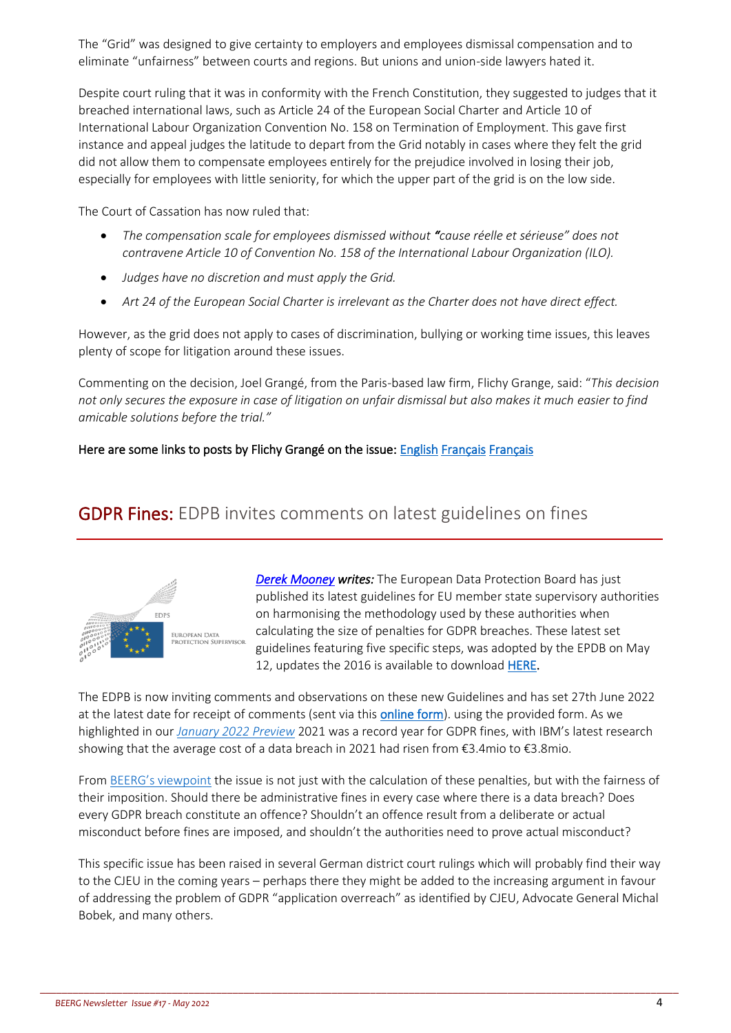The “Grid” was designed to give certainty to employers and employees dismissal compensation and to eliminate “unfairness” between courts and regions. But unions and union-side lawyers hated it.

Despite court ruling that it was in conformity with the French Constitution, they suggested to judges that it breached international laws, such as Article 24 of the European Social Charter and Article 10 of International Labour Organization Convention No. 158 on Termination of Employment. This gave first instance and appeal judges the latitude to depart from the Grid notably in cases where they felt the grid did not allow them to compensate employees entirely for the prejudice involved in losing their job, especially for employees with little seniority, for which the upper part of the grid is on the low side.

The Court of Cassation has now ruled that:

- *The compensation scale for employees dismissed without “cause réelle et sérieuse” does not contravene Article 10 of Convention No. 158 of the International Labour Organization (ILO).*
- *Judges have no discretion and must apply the Grid.*
- *Art 24 of the European Social Charter is irrelevant as the Charter does not have direct effect.*

However, as the grid does not apply to cases of discrimination, bullying or working time issues, this leaves plenty of scope for litigation around these issues.

Commenting on the decision, Joel Grangé, from the Paris-based law firm, Flichy Grange, said: “*This decision not only secures the exposure in case of litigation on unfair dismissal but also makes it much easier to find amicable solutions before the trial.”*

Here are some links to posts by Flichy Grangé on the issue: English Français Français

## GDPR Fines: EDPB invites comments on latest guidelines on fines

***Derek Mooney* writes:** The European Data Protection Board has just published its latest guidelines for EU member state supervisory authorities on harmonising the methodology used by these authorities when calculating the size of penalties for GDPR breaches. These latest set guidelines featuring five specific steps, was adopted by the EPDB on May 12, updates the 2016 is available to download HERE.

The EDPB is now inviting comments and observations on these new Guidelines and has set 27th June 2022 at the latest date for receipt of comments (sent via this online form). using the provided form. As we highlighted in our *January 2022 Preview* 2021 was a record year for GDPR fines, with IBM’s latest research showing that the average cost of a data breach in 2021 had risen from €3.4mio to €3.8mio.

From BEERG’s viewpoint the issue is not just with the calculation of these penalties, but with the fairness of their imposition. Should there be administrative fines in every case where there is a data breach? Does every GDPR breach constitute an offence? Shouldn’t an offence result from a deliberate or actual misconduct before fines are imposed, and shouldn’t the authorities need to prove actual misconduct?

This specific issue has been raised in several German district court rulings which will probably find their way to the CJEU in the coming years – perhaps there they might be added to the increasing argument in favour of addressing the problem of GDPR “application overreach” as identified by CJEU, Advocate General Michal Bobek, and many others.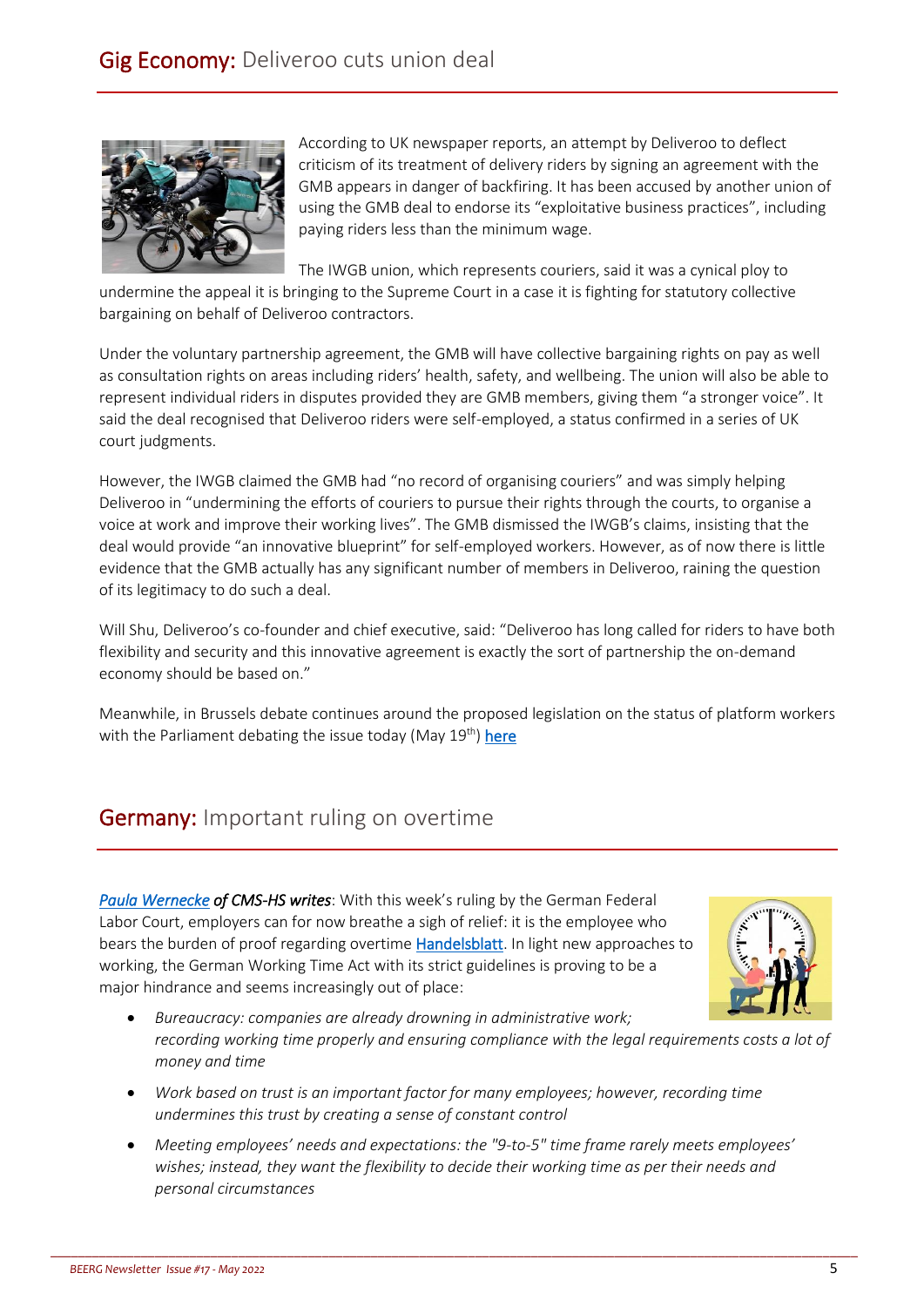## Gig Economy: Deliveroo cuts union deal

According to UK newspaper reports, an attempt by Deliveroo to deflect criticism of its treatment of delivery riders by signing an agreement with the GMB appears in danger of backfiring. It has been accused by another union of using the GMB deal to endorse its "exploitative business practices", including paying riders less than the minimum wage.

The IWGB union, which represents couriers, said it was a cynical ploy to undermine the appeal it is bringing to the Supreme Court in a case it is fighting for statutory collective bargaining on behalf of Deliveroo contractors.

Under the voluntary partnership agreement, the GMB will have collective bargaining rights on pay as well as consultation rights on areas including riders' health, safety, and wellbeing. The union will also be able to represent individual riders in disputes provided they are GMB members, giving them "a stronger voice". It said the deal recognised that Deliveroo riders were self-employed, a status confirmed in a series of UK court judgments.

However, the IWGB claimed the GMB had "no record of organising couriers" and was simply helping Deliveroo in "undermining the efforts of couriers to pursue their rights through the courts, to organise a voice at work and improve their working lives". The GMB dismissed the IWGB's claims, insisting that the deal would provide "an innovative blueprint" for self-employed workers. However, as of now there is little evidence that the GMB actually has any significant number of members in Deliveroo, raining the question of its legitimacy to do such a deal.

Will Shu, Deliveroo's co-founder and chief executive, said: "Deliveroo has long called for riders to have both flexibility and security and this innovative agreement is exactly the sort of partnership the on-demand economy should be based on."

Meanwhile, in Brussels debate continues around the proposed legislation on the status of platform workers with the Parliament debating the issue today (May 19th) here

## Germany: Important ruling on overtime

***Paula Wernecke of CMS-HS writes***: With this week's ruling by the German Federal Labor Court, employers can for now breathe a sigh of relief: it is the employee who bears the burden of proof regarding overtime Handelsblatt. In light new approaches to working, the German Working Time Act with its strict guidelines is proving to be a major hindrance and seems increasingly out of place:

- *Bureaucracy: companies are already drowning in administrative work; recording working time properly and ensuring compliance with the legal requirements costs a lot of money and time*
- *Work based on trust is an important factor for many employees; however, recording time undermines this trust by creating a sense of constant control*
- *Meeting employees' needs and expectations: the "9-to-5" time frame rarely meets employees' wishes; instead, they want the flexibility to decide their working time as per their needs and personal circumstances*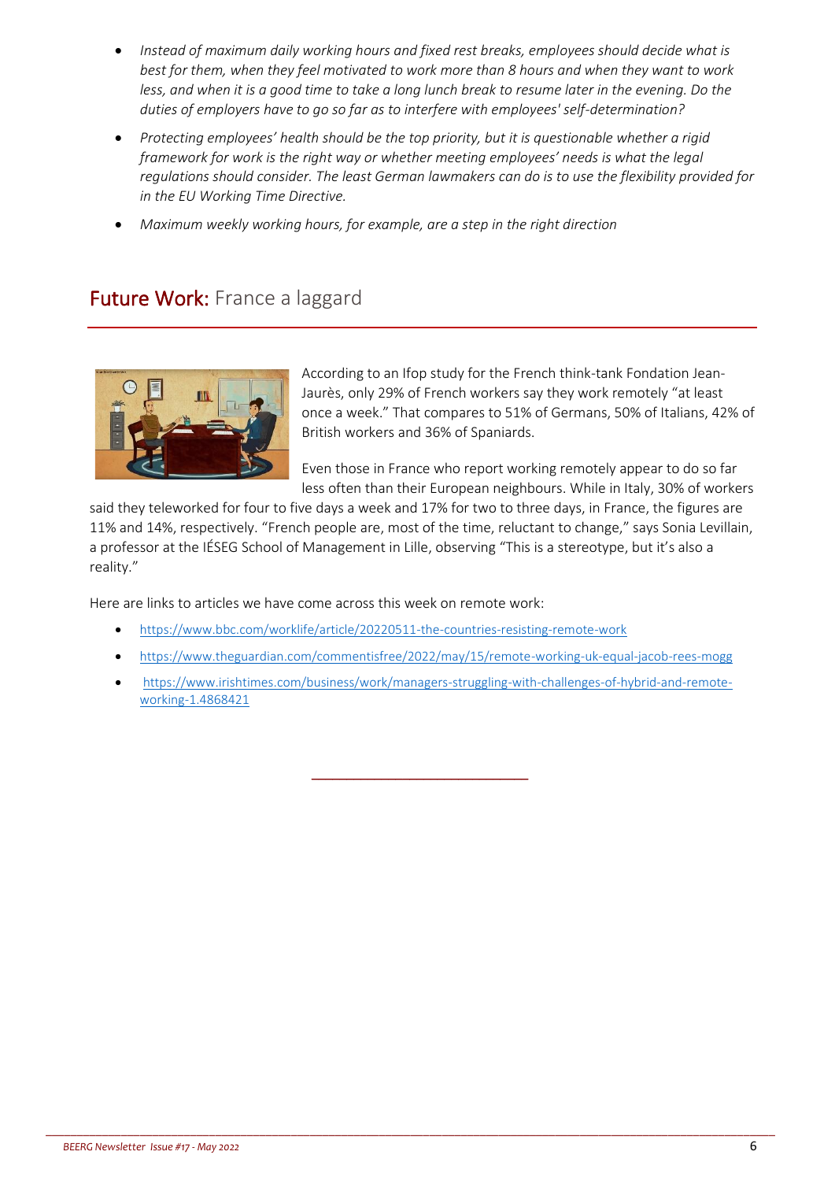- *Instead of maximum daily working hours and fixed rest breaks, employees should decide what is best for them, when they feel motivated to work more than 8 hours and when they want to work less, and when it is a good time to take a long lunch break to resume later in the evening. Do the duties of employers have to go so far as to interfere with employees' self-determination?*
- *Protecting employees' health should be the top priority, but it is questionable whether a rigid framework for work is the right way or whether meeting employees' needs is what the legal regulations should consider. The least German lawmakers can do is to use the flexibility provided for in the EU Working Time Directive.*
- *Maximum weekly working hours, for example, are a step in the right direction*

## Future Work: France a laggard

According to an Ifop study for the French think-tank Fondation Jean-Jaurès, only 29% of French workers say they work remotely "at least once a week." That compares to 51% of Germans, 50% of Italians, 42% of British workers and 36% of Spaniards.

Even those in France who report working remotely appear to do so far less often than their European neighbours. While in Italy, 30% of workers said they teleworked for four to five days a week and 17% for two to three days, in France, the figures are 11% and 14%, respectively. "French people are, most of the time, reluctant to change," says Sonia Levillain, a professor at the IÉSEG School of Management in Lille, observing "This is a stereotype, but it's also a reality."

Here are links to articles we have come across this week on remote work:

- https://www.bbc.com/worklife/article/20220511-the-countries-resisting-remote-work
- https://www.theguardian.com/commentisfree/2022/may/15/remote-working-uk-equal-jacob-rees-mogg
- https://www.irishtimes.com/business/work/managers-struggling-with-challenges-of-hybrid-and-remote-working-1.4868421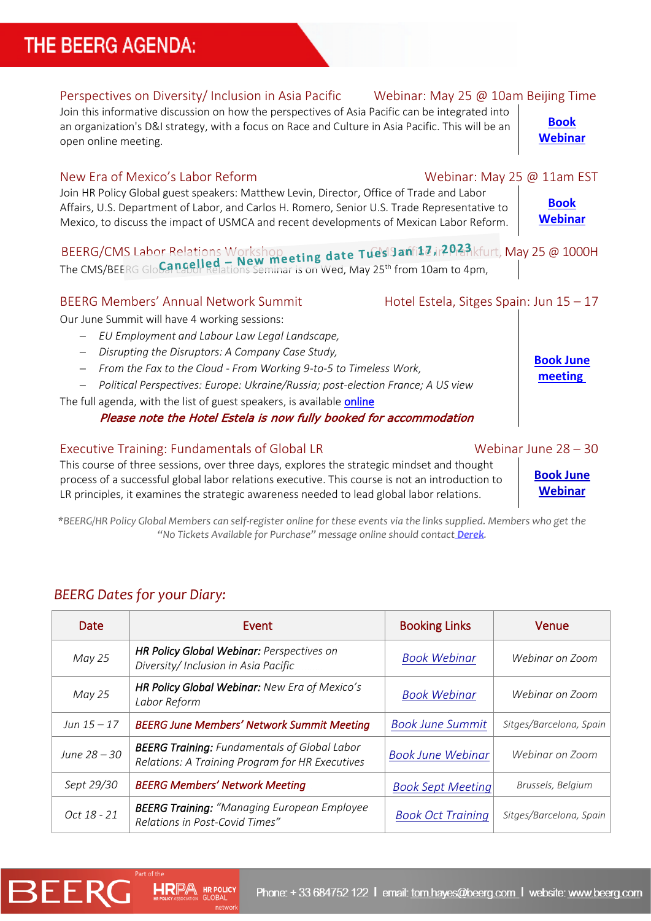# THE BEERG AGENDA:

Perspectives on Diversity/ Inclusion in Asia Pacific — Webinar: May 25 @ 10am Beijing Time

Join this informative discussion on how the perspectives of Asia Pacific can be integrated into an organization's D&I strategy, with a focus on Race and Culture in Asia Pacific. This will be an open online meeting.

**Book Webinar**

New Era of Mexico's Labor Reform — Webinar: May 25 @ 11am EST

Join HR Policy Global guest speakers: Matthew Levin, Director, Office of Trade and Labor Affairs, U.S. Department of Labor, and Carlos H. Romero, Senior U.S. Trade Representative to Mexico, to discuss the impact of USMCA and recent developments of Mexican Labor Reform.

**Book Webinar**

BEERG/CMS Labor Relations Workshop — CMS office in Frankfurt, May 25 @ 1000H

**Cancelled – New meeting date Tues Jan 17, 2023**

The CMS/BEERG Global Labor Relations Seminar is on Wed, May 25th from 10am to 4pm,

BEERG Members' Annual Network Summit — Hotel Estela, Sitges Spain: Jun 15 – 17

Our June Summit will have 4 working sessions:

- *EU Employment and Labour Law Legal Landscape,*
- *Disrupting the Disruptors: A Company Case Study,*
- *From the Fax to the Cloud - From Working 9-to-5 to Timeless Work,*
- *Political Perspectives: Europe: Ukraine/Russia; post-election France; A US view*

The full agenda, with the list of guest speakers, is available online

***Please note the Hotel Estela is now fully booked for accommodation***

**Book June meeting**

Executive Training: Fundamentals of Global LR — Webinar June 28 – 30

This course of three sessions, over three days, explores the strategic mindset and thought process of a successful global labor relations executive. This course is not an introduction to LR principles, it examines the strategic awareness needed to lead global labor relations.

**Book June Webinar**

*\*BEERG/HR Policy Global Members can self-register online for these events via the links supplied. Members who get the "No Tickets Available for Purchase" message online should contact Derek.*

## *BEERG Dates for your Diary:*

| Date | Event | Booking Links | Venue |
|---|---|---|---|
| *May 25* | ***HR Policy Global Webinar:*** *Perspectives on Diversity/ Inclusion in Asia Pacific* | *Book Webinar* | *Webinar on Zoom* |
| *May 25* | ***HR Policy Global Webinar:*** *New Era of Mexico's Labor Reform* | *Book Webinar* | *Webinar on Zoom* |
| *Jun 15 – 17* | ***BEERG June Members' Network Summit Meeting*** | *Book June Summit* | *Sitges/Barcelona, Spain* |
| *June 28 – 30* | ***BEERG Training:*** *Fundamentals of Global Labor Relations: A Training Program for HR Executives* | *Book June Webinar* | *Webinar on Zoom* |
| *Sept 29/30* | ***BEERG Members' Network Meeting*** | *Book Sept Meeting* | *Brussels, Belgium* |
| *Oct 18 - 21* | ***BEERG Training:*** *"Managing European Employee Relations in Post-Covid Times"* | *Book Oct Training* | *Sitges/Barcelona, Spain* |

BEERG — Part of the HRPA HR Policy Global network

Phone: + 33 684752 122 | email: tom.hayes@beerg.com | website: www.beerg.com